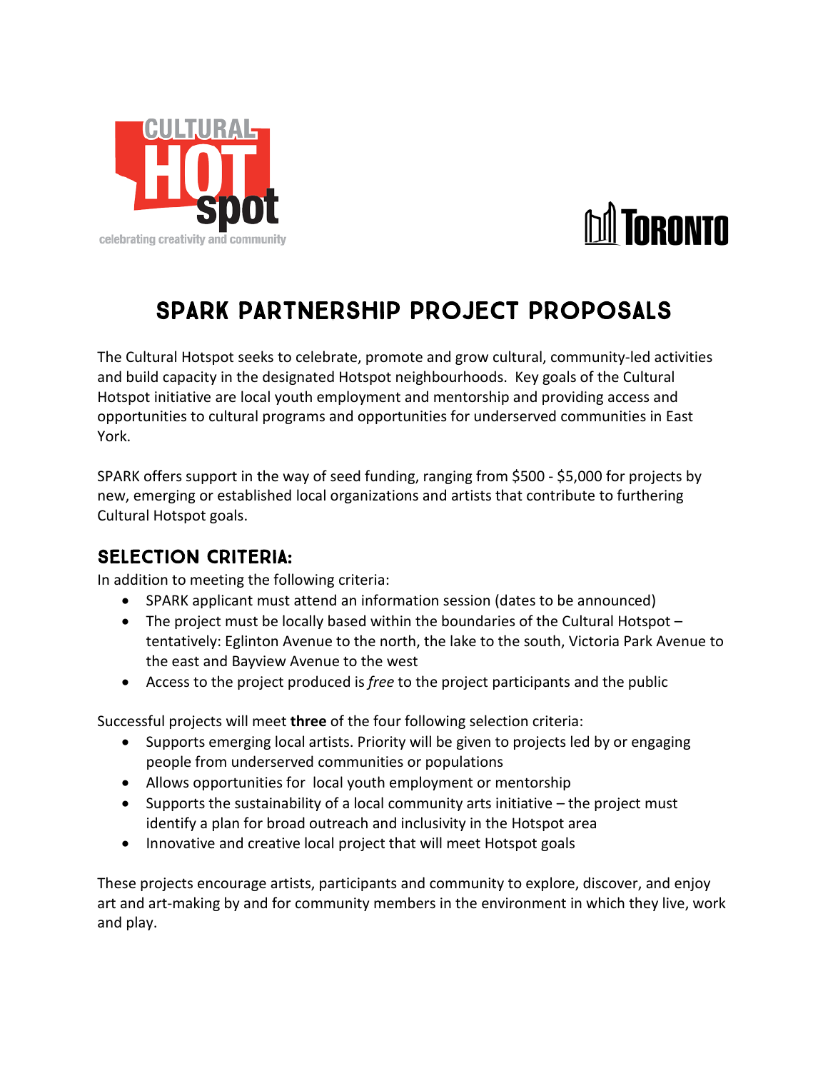# SPARK PARTNERSHIP PROJECT PROPOSALS

The Cultural Hotspot seeks to celebrate, promote and grow cultural, community-led activities and build capacity in the designated Hotspot neighbourhoods. Key goals of the Cultural Hotspot initiative are local youth employment and mentorship and providing access and opportunities to cultural programs and opportunities for underserved communities in East York.

SPARK offers support in the way of seed funding, ranging from $500 - $5,000 for projects by new, emerging or established local organizations and artists that contribute to furthering Cultural Hotspot goals.

## SELECTION CRITERIA:

In addition to meeting the following criteria:

- SPARK applicant must attend an information session (dates to be announced)
- The project must be locally based within the boundaries of the Cultural Hotspot – tentatively: Eglinton Avenue to the north, the lake to the south, Victoria Park Avenue to the east and Bayview Avenue to the west
- Access to the project produced is *free* to the project participants and the public

Successful projects will meet **three** of the four following selection criteria:

- Supports emerging local artists. Priority will be given to projects led by or engaging people from underserved communities or populations
- Allows opportunities for local youth employment or mentorship
- Supports the sustainability of a local community arts initiative – the project must identify a plan for broad outreach and inclusivity in the Hotspot area
- Innovative and creative local project that will meet Hotspot goals

These projects encourage artists, participants and community to explore, discover, and enjoy art and art-making by and for community members in the environment in which they live, work and play.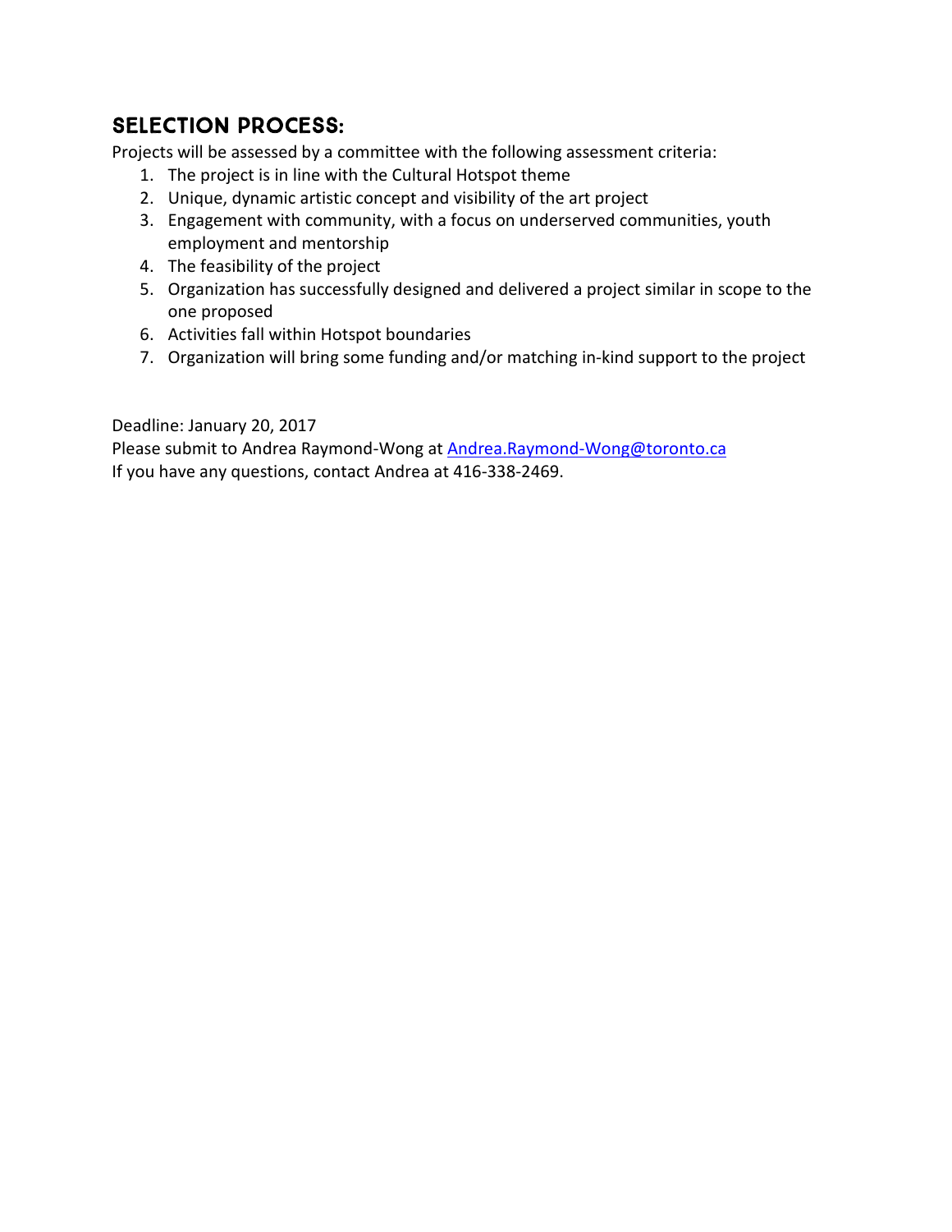## SELECTION PROCESS:

Projects will be assessed by a committee with the following assessment criteria:

1. The project is in line with the Cultural Hotspot theme
2. Unique, dynamic artistic concept and visibility of the art project
3. Engagement with community, with a focus on underserved communities, youth employment and mentorship
4. The feasibility of the project
5. Organization has successfully designed and delivered a project similar in scope to the one proposed
6. Activities fall within Hotspot boundaries
7. Organization will bring some funding and/or matching in-kind support to the project

Deadline: January 20, 2017
Please submit to Andrea Raymond-Wong at [Andrea.Raymond-Wong@toronto.ca](mailto:Andrea.Raymond-Wong@toronto.ca)
If you have any questions, contact Andrea at 416-338-2469.